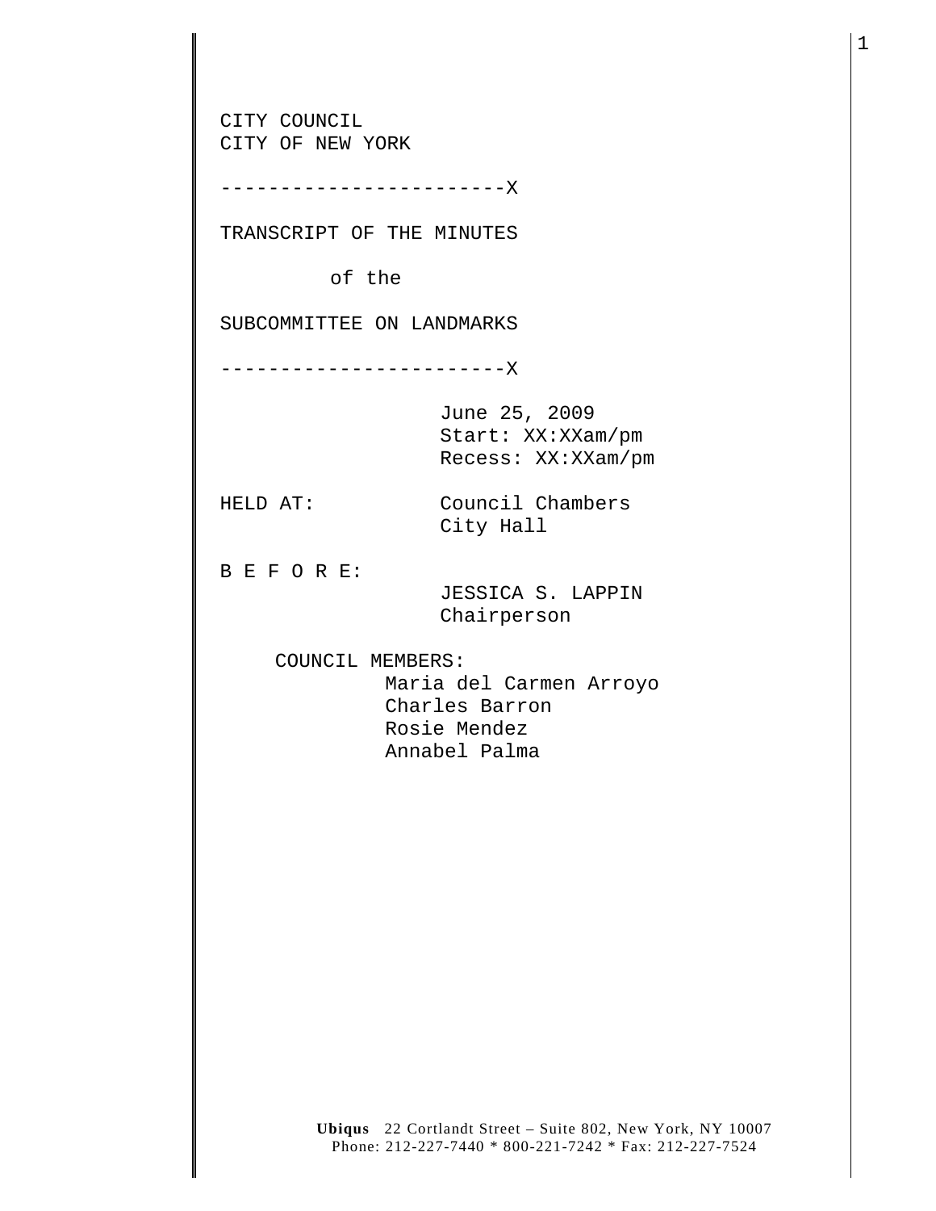CITY COUNCIL
CITY OF NEW YORK

------------------------X

TRANSCRIPT OF THE MINUTES

of the

SUBCOMMITTEE ON LANDMARKS

------------------------X

June 25, 2009
Start: XX:XXam/pm
Recess: XX:XXam/pm

HELD AT: Council Chambers
City Hall

B E F O R E:
JESSICA S. LAPPIN
Chairperson

COUNCIL MEMBERS:
Maria del Carmen Arroyo
Charles Barron
Rosie Mendez
Annabel Palma

**Ubiqus** 22 Cortlandt Street – Suite 802, New York, NY 10007
Phone: 212-227-7440 * 800-221-7242 * Fax: 212-227-7524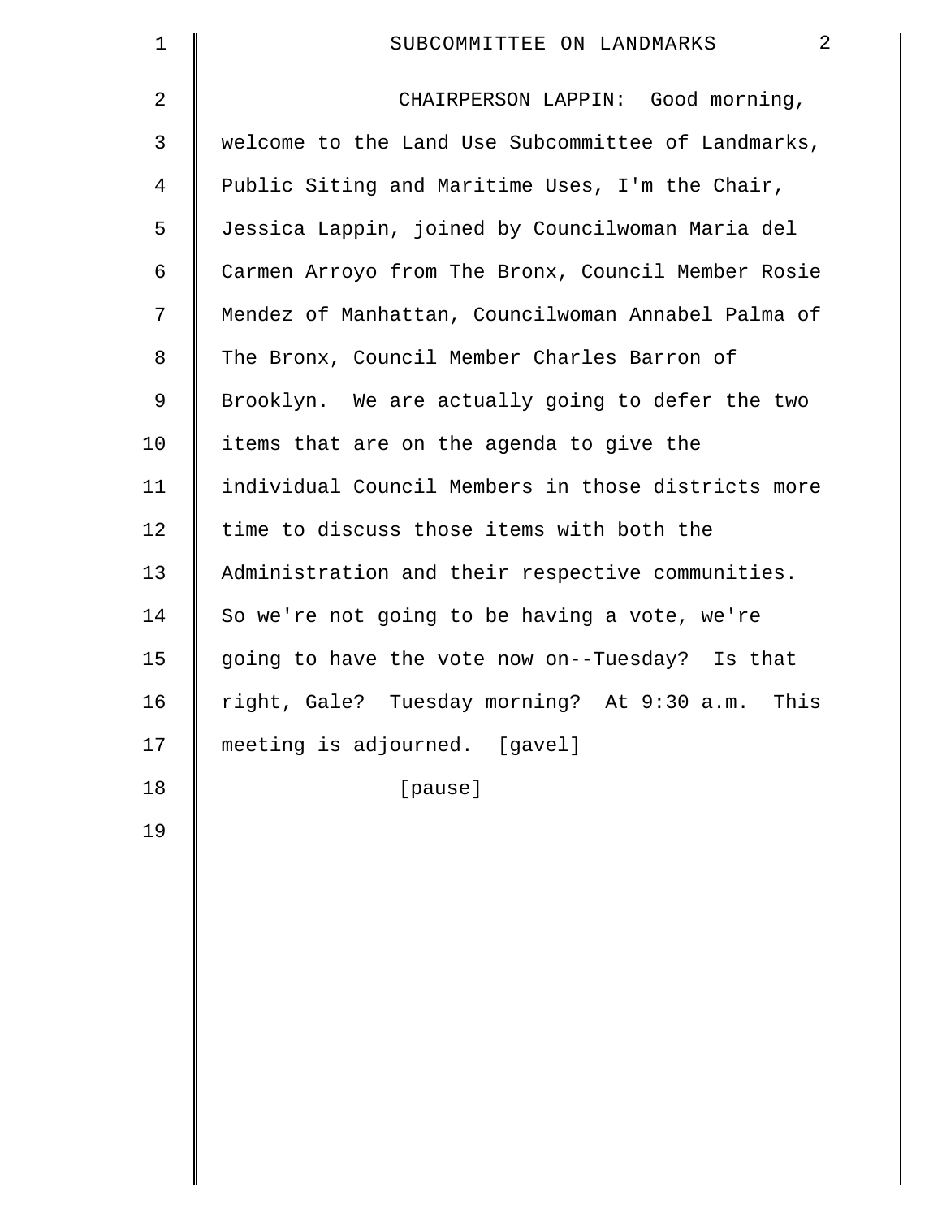CHAIRPERSON LAPPIN: Good morning, welcome to the Land Use Subcommittee of Landmarks, Public Siting and Maritime Uses, I'm the Chair, Jessica Lappin, joined by Councilwoman Maria del Carmen Arroyo from The Bronx, Council Member Rosie Mendez of Manhattan, Councilwoman Annabel Palma of The Bronx, Council Member Charles Barron of Brooklyn. We are actually going to defer the two items that are on the agenda to give the individual Council Members in those districts more time to discuss those items with both the Administration and their respective communities. So we're not going to be having a vote, we're going to have the vote now on--Tuesday? Is that right, Gale? Tuesday morning? At 9:30 a.m. This meeting is adjourned. [gavel]

[pause]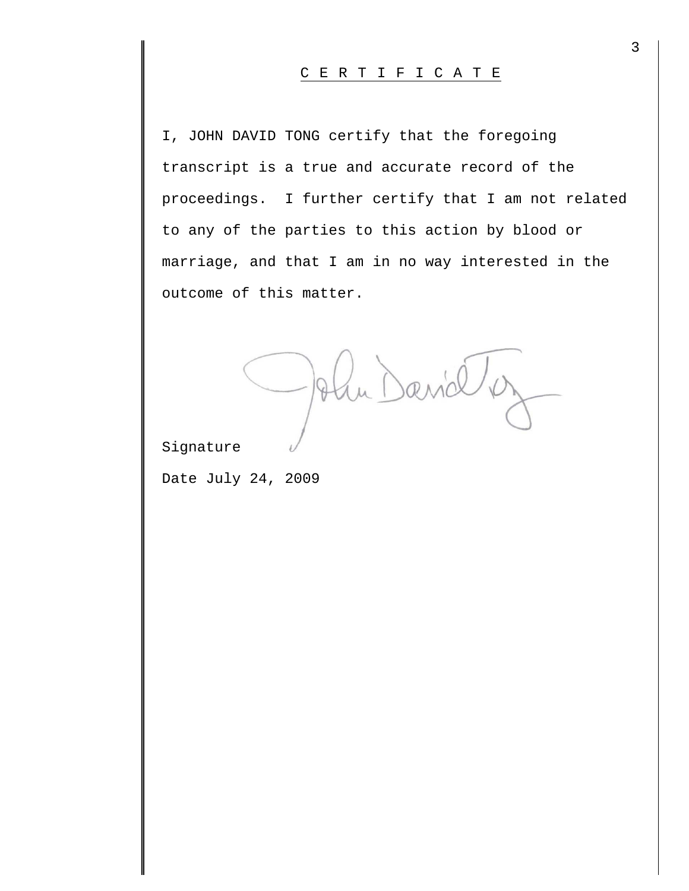# C E R T I F I C A T E

I, JOHN DAVID TONG certify that the foregoing transcript is a true and accurate record of the proceedings. I further certify that I am not related to any of the parties to this action by blood or marriage, and that I am in no way interested in the outcome of this matter.

Signature

Date July 24, 2009